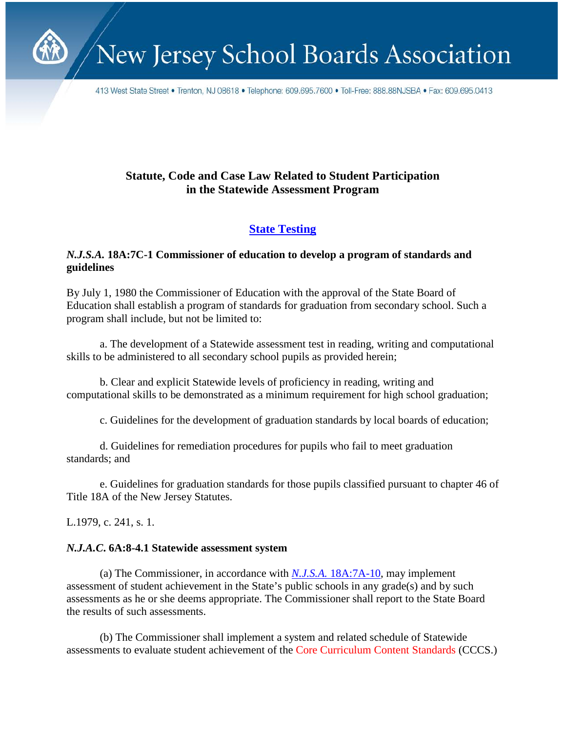# New Jersey School Boards Association

413 West State Street • Trenton, NJ 08618 • Telephone: 609.695.7600 • Toll-Free: 888.88NJSBA • Fax: 609.695.0413

## Statute, Code and Case Law Related to Student Participation in the Statewide Assessment Program

## State Testing

### *N.J.S.A.* 18A:7C-1 Commissioner of education to develop a program of standards and guidelines

By July 1, 1980 the Commissioner of Education with the approval of the State Board of Education shall establish a program of standards for graduation from secondary school. Such a program shall include, but not be limited to:

a. The development of a Statewide assessment test in reading, writing and computational skills to be administered to all secondary school pupils as provided herein;

b. Clear and explicit Statewide levels of proficiency in reading, writing and computational skills to be demonstrated as a minimum requirement for high school graduation;

c. Guidelines for the development of graduation standards by local boards of education;

d. Guidelines for remediation procedures for pupils who fail to meet graduation standards; and

e. Guidelines for graduation standards for those pupils classified pursuant to chapter 46 of Title 18A of the New Jersey Statutes.

L.1979, c. 241, s. 1.

### *N.J.A.C.* 6A:8-4.1 Statewide assessment system

(a) The Commissioner, in accordance with *N.J.S.A.* 18A:7A-10, may implement assessment of student achievement in the State's public schools in any grade(s) and by such assessments as he or she deems appropriate. The Commissioner shall report to the State Board the results of such assessments.

(b) The Commissioner shall implement a system and related schedule of Statewide assessments to evaluate student achievement of the Core Curriculum Content Standards (CCCS.)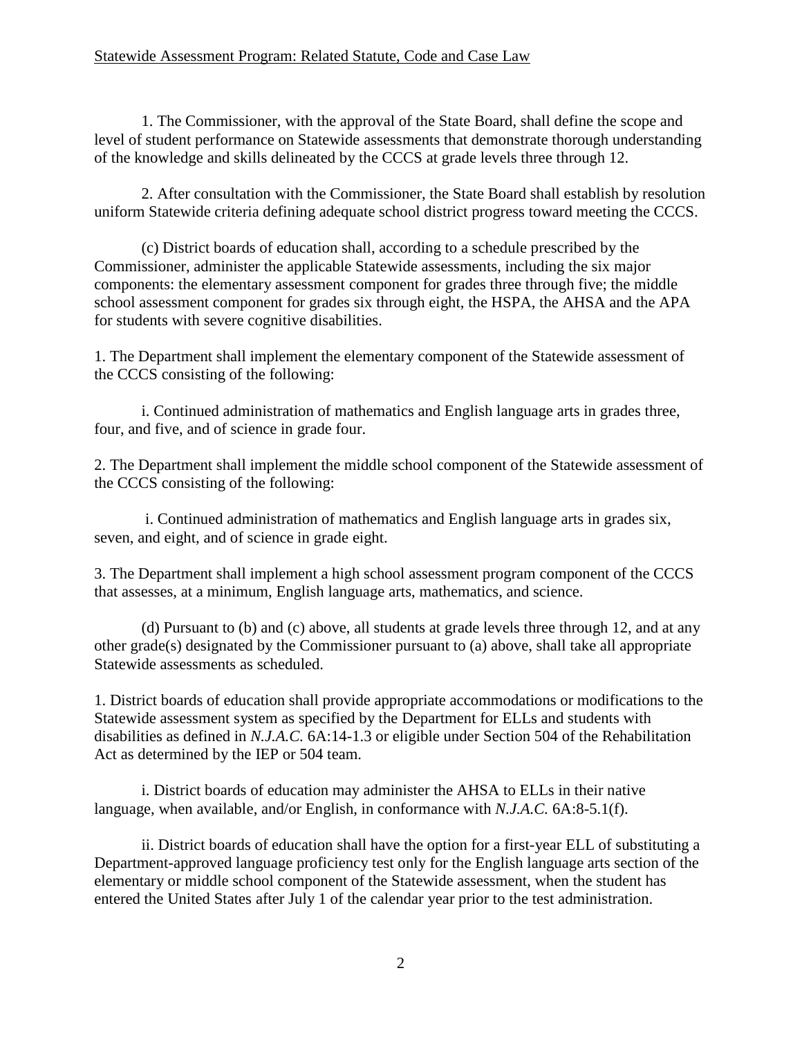1. The Commissioner, with the approval of the State Board, shall define the scope and level of student performance on Statewide assessments that demonstrate thorough understanding of the knowledge and skills delineated by the CCCS at grade levels three through 12.

2. After consultation with the Commissioner, the State Board shall establish by resolution uniform Statewide criteria defining adequate school district progress toward meeting the CCCS.

(c) District boards of education shall, according to a schedule prescribed by the Commissioner, administer the applicable Statewide assessments, including the six major components: the elementary assessment component for grades three through five; the middle school assessment component for grades six through eight, the HSPA, the AHSA and the APA for students with severe cognitive disabilities.

1. The Department shall implement the elementary component of the Statewide assessment of the CCCS consisting of the following:

i. Continued administration of mathematics and English language arts in grades three, four, and five, and of science in grade four.

2. The Department shall implement the middle school component of the Statewide assessment of the CCCS consisting of the following:

i. Continued administration of mathematics and English language arts in grades six, seven, and eight, and of science in grade eight.

3. The Department shall implement a high school assessment program component of the CCCS that assesses, at a minimum, English language arts, mathematics, and science.

(d) Pursuant to (b) and (c) above, all students at grade levels three through 12, and at any other grade(s) designated by the Commissioner pursuant to (a) above, shall take all appropriate Statewide assessments as scheduled.

1. District boards of education shall provide appropriate accommodations or modifications to the Statewide assessment system as specified by the Department for ELLs and students with disabilities as defined in *N.J.A.C.* 6A:14-1.3 or eligible under Section 504 of the Rehabilitation Act as determined by the IEP or 504 team.

i. District boards of education may administer the AHSA to ELLs in their native language, when available, and/or English, in conformance with *N.J.A.C.* 6A:8-5.1(f).

ii. District boards of education shall have the option for a first-year ELL of substituting a Department-approved language proficiency test only for the English language arts section of the elementary or middle school component of the Statewide assessment, when the student has entered the United States after July 1 of the calendar year prior to the test administration.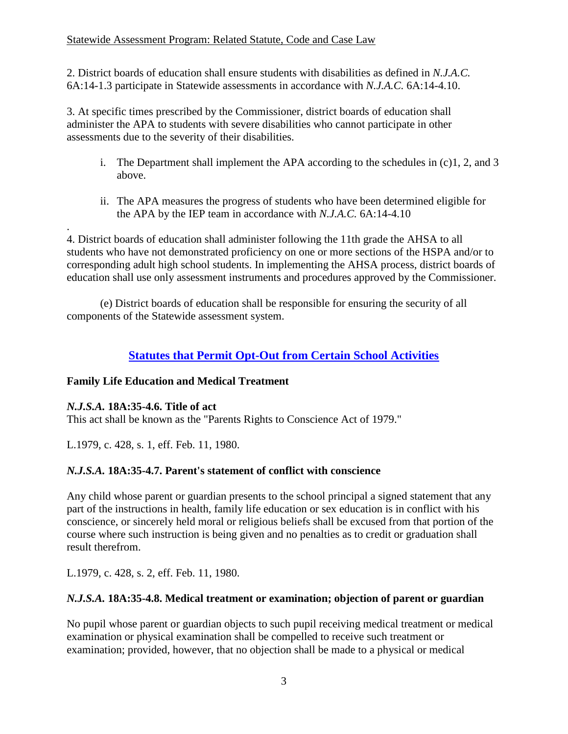2. District boards of education shall ensure students with disabilities as defined in *N.J.A.C.* 6A:14-1.3 participate in Statewide assessments in accordance with *N.J.A.C.* 6A:14-4.10.

3. At specific times prescribed by the Commissioner, district boards of education shall administer the APA to students with severe disabilities who cannot participate in other assessments due to the severity of their disabilities.

   i. The Department shall implement the APA according to the schedules in (c)1, 2, and 3 above.

   ii. The APA measures the progress of students who have been determined eligible for the APA by the IEP team in accordance with *N.J.A.C.* 6A:14-4.10

.
4. District boards of education shall administer following the 11th grade the AHSA to all students who have not demonstrated proficiency on one or more sections of the HSPA and/or to corresponding adult high school students. In implementing the AHSA process, district boards of education shall use only assessment instruments and procedures approved by the Commissioner.

(e) District boards of education shall be responsible for ensuring the security of all components of the Statewide assessment system.

## Statutes that Permit Opt-Out from Certain School Activities

**Family Life Education and Medical Treatment**

***N.J.S.A.* 18A:35-4.6. Title of act**
This act shall be known as the "Parents Rights to Conscience Act of 1979."

L.1979, c. 428, s. 1, eff. Feb. 11, 1980.

***N.J.S.A.* 18A:35-4.7. Parent's statement of conflict with conscience**

Any child whose parent or guardian presents to the school principal a signed statement that any part of the instructions in health, family life education or sex education is in conflict with his conscience, or sincerely held moral or religious beliefs shall be excused from that portion of the course where such instruction is being given and no penalties as to credit or graduation shall result therefrom.

L.1979, c. 428, s. 2, eff. Feb. 11, 1980.

***N.J.S.A.* 18A:35-4.8. Medical treatment or examination; objection of parent or guardian**

No pupil whose parent or guardian objects to such pupil receiving medical treatment or medical examination or physical examination shall be compelled to receive such treatment or examination; provided, however, that no objection shall be made to a physical or medical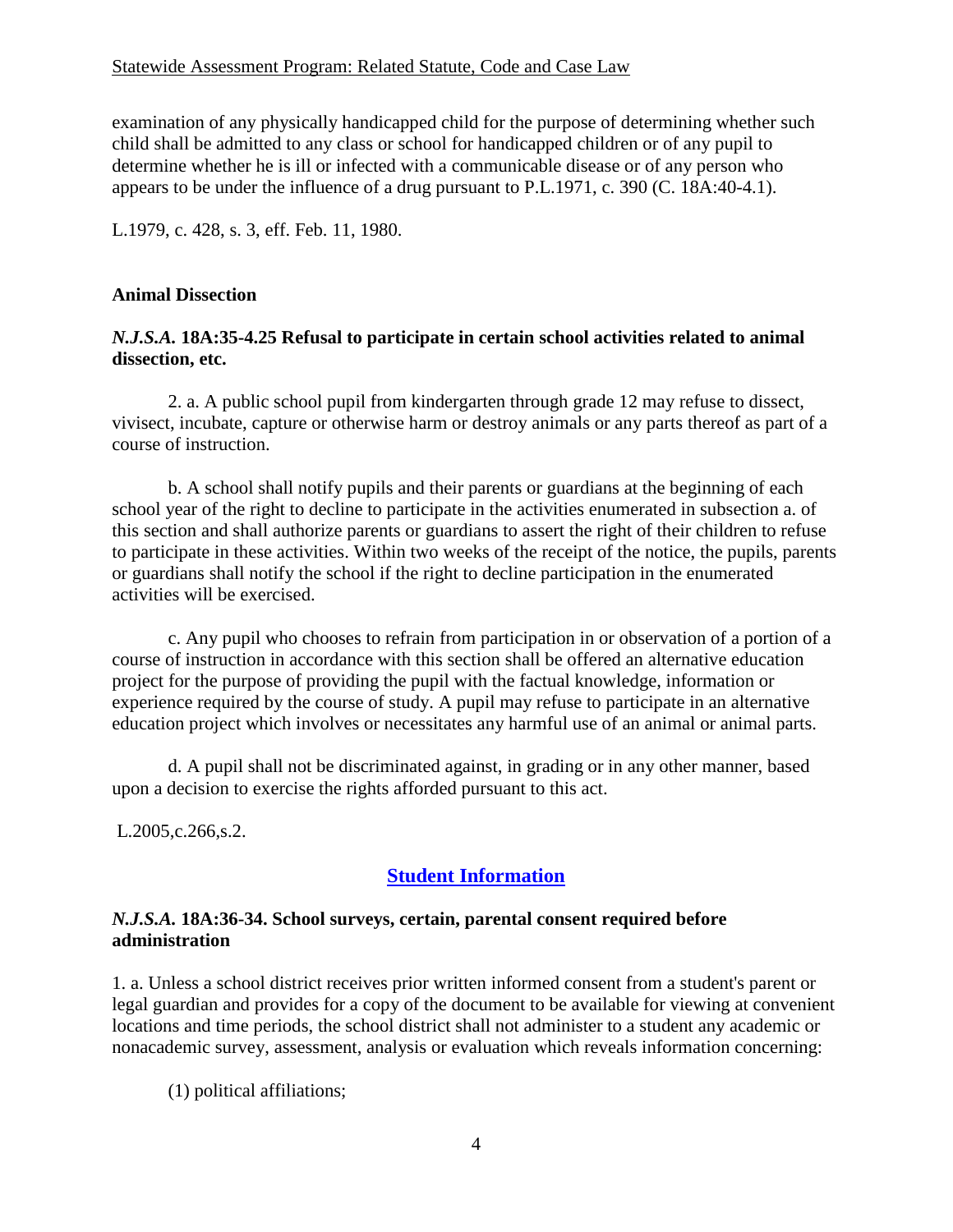examination of any physically handicapped child for the purpose of determining whether such child shall be admitted to any class or school for handicapped children or of any pupil to determine whether he is ill or infected with a communicable disease or of any person who appears to be under the influence of a drug pursuant to P.L.1971, c. 390 (C. 18A:40-4.1).

L.1979, c. 428, s. 3, eff. Feb. 11, 1980.

### Animal Dissection

#### *N.J.S.A.* 18A:35-4.25 Refusal to participate in certain school activities related to animal dissection, etc.

2. a. A public school pupil from kindergarten through grade 12 may refuse to dissect, vivisect, incubate, capture or otherwise harm or destroy animals or any parts thereof as part of a course of instruction.

b. A school shall notify pupils and their parents or guardians at the beginning of each school year of the right to decline to participate in the activities enumerated in subsection a. of this section and shall authorize parents or guardians to assert the right of their children to refuse to participate in these activities. Within two weeks of the receipt of the notice, the pupils, parents or guardians shall notify the school if the right to decline participation in the enumerated activities will be exercised.

c. Any pupil who chooses to refrain from participation in or observation of a portion of a course of instruction in accordance with this section shall be offered an alternative education project for the purpose of providing the pupil with the factual knowledge, information or experience required by the course of study. A pupil may refuse to participate in an alternative education project which involves or necessitates any harmful use of an animal or animal parts.

d. A pupil shall not be discriminated against, in grading or in any other manner, based upon a decision to exercise the rights afforded pursuant to this act.

L.2005,c.266,s.2.

## Student Information

#### *N.J.S.A.* 18A:36-34. School surveys, certain, parental consent required before administration

1. a. Unless a school district receives prior written informed consent from a student's parent or legal guardian and provides for a copy of the document to be available for viewing at convenient locations and time periods, the school district shall not administer to a student any academic or nonacademic survey, assessment, analysis or evaluation which reveals information concerning:

(1) political affiliations;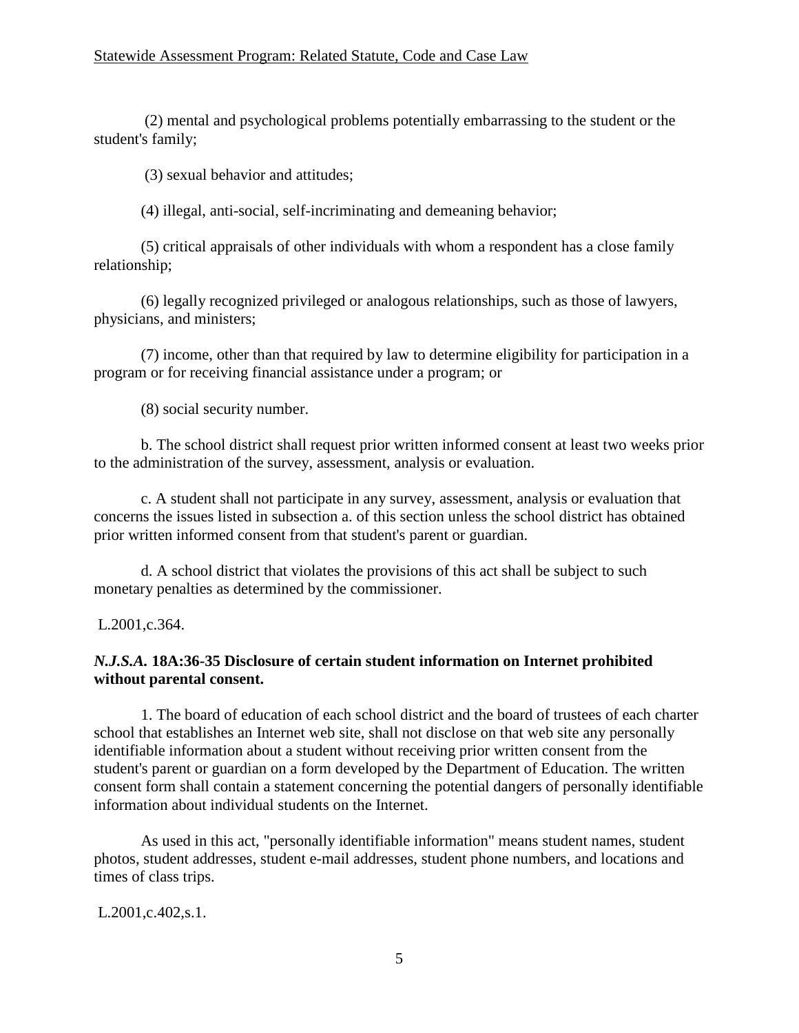(2) mental and psychological problems potentially embarrassing to the student or the student's family;

(3) sexual behavior and attitudes;

(4) illegal, anti-social, self-incriminating and demeaning behavior;

(5) critical appraisals of other individuals with whom a respondent has a close family relationship;

(6) legally recognized privileged or analogous relationships, such as those of lawyers, physicians, and ministers;

(7) income, other than that required by law to determine eligibility for participation in a program or for receiving financial assistance under a program; or

(8) social security number.

b. The school district shall request prior written informed consent at least two weeks prior to the administration of the survey, assessment, analysis or evaluation.

c. A student shall not participate in any survey, assessment, analysis or evaluation that concerns the issues listed in subsection a. of this section unless the school district has obtained prior written informed consent from that student's parent or guardian.

d. A school district that violates the provisions of this act shall be subject to such monetary penalties as determined by the commissioner.

L.2001,c.364.

***N.J.S.A.* 18A:36-35 Disclosure of certain student information on Internet prohibited without parental consent.**

1. The board of education of each school district and the board of trustees of each charter school that establishes an Internet web site, shall not disclose on that web site any personally identifiable information about a student without receiving prior written consent from the student's parent or guardian on a form developed by the Department of Education. The written consent form shall contain a statement concerning the potential dangers of personally identifiable information about individual students on the Internet.

As used in this act, "personally identifiable information" means student names, student photos, student addresses, student e-mail addresses, student phone numbers, and locations and times of class trips.

L.2001,c.402,s.1.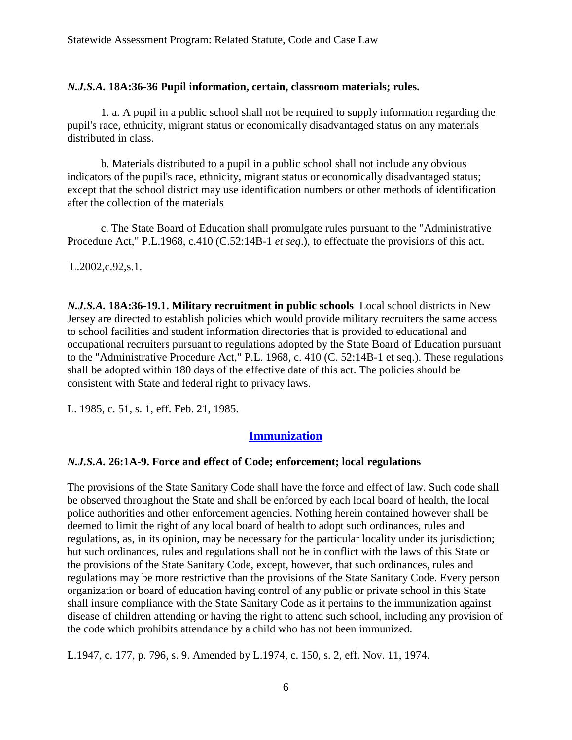### *N.J.S.A.* 18A:36-36 Pupil information, certain, classroom materials; rules.

1. a. A pupil in a public school shall not be required to supply information regarding the pupil's race, ethnicity, migrant status or economically disadvantaged status on any materials distributed in class.

b. Materials distributed to a pupil in a public school shall not include any obvious indicators of the pupil's race, ethnicity, migrant status or economically disadvantaged status; except that the school district may use identification numbers or other methods of identification after the collection of the materials

c. The State Board of Education shall promulgate rules pursuant to the "Administrative Procedure Act," P.L.1968, c.410 (C.52:14B-1 *et seq*.), to effectuate the provisions of this act.

L.2002,c.92,s.1.

***N.J.S.A.* 18A:36-19.1. Military recruitment in public schools** Local school districts in New Jersey are directed to establish policies which would provide military recruiters the same access to school facilities and student information directories that is provided to educational and occupational recruiters pursuant to regulations adopted by the State Board of Education pursuant to the "Administrative Procedure Act," P.L. 1968, c. 410 (C. 52:14B-1 et seq.). These regulations shall be adopted within 180 days of the effective date of this act. The policies should be consistent with State and federal right to privacy laws.

L. 1985, c. 51, s. 1, eff. Feb. 21, 1985.

## Immunization

### *N.J.S.A.* 26:1A-9. Force and effect of Code; enforcement; local regulations

The provisions of the State Sanitary Code shall have the force and effect of law. Such code shall be observed throughout the State and shall be enforced by each local board of health, the local police authorities and other enforcement agencies. Nothing herein contained however shall be deemed to limit the right of any local board of health to adopt such ordinances, rules and regulations, as, in its opinion, may be necessary for the particular locality under its jurisdiction; but such ordinances, rules and regulations shall not be in conflict with the laws of this State or the provisions of the State Sanitary Code, except, however, that such ordinances, rules and regulations may be more restrictive than the provisions of the State Sanitary Code. Every person organization or board of education having control of any public or private school in this State shall insure compliance with the State Sanitary Code as it pertains to the immunization against disease of children attending or having the right to attend such school, including any provision of the code which prohibits attendance by a child who has not been immunized.

L.1947, c. 177, p. 796, s. 9. Amended by L.1974, c. 150, s. 2, eff. Nov. 11, 1974.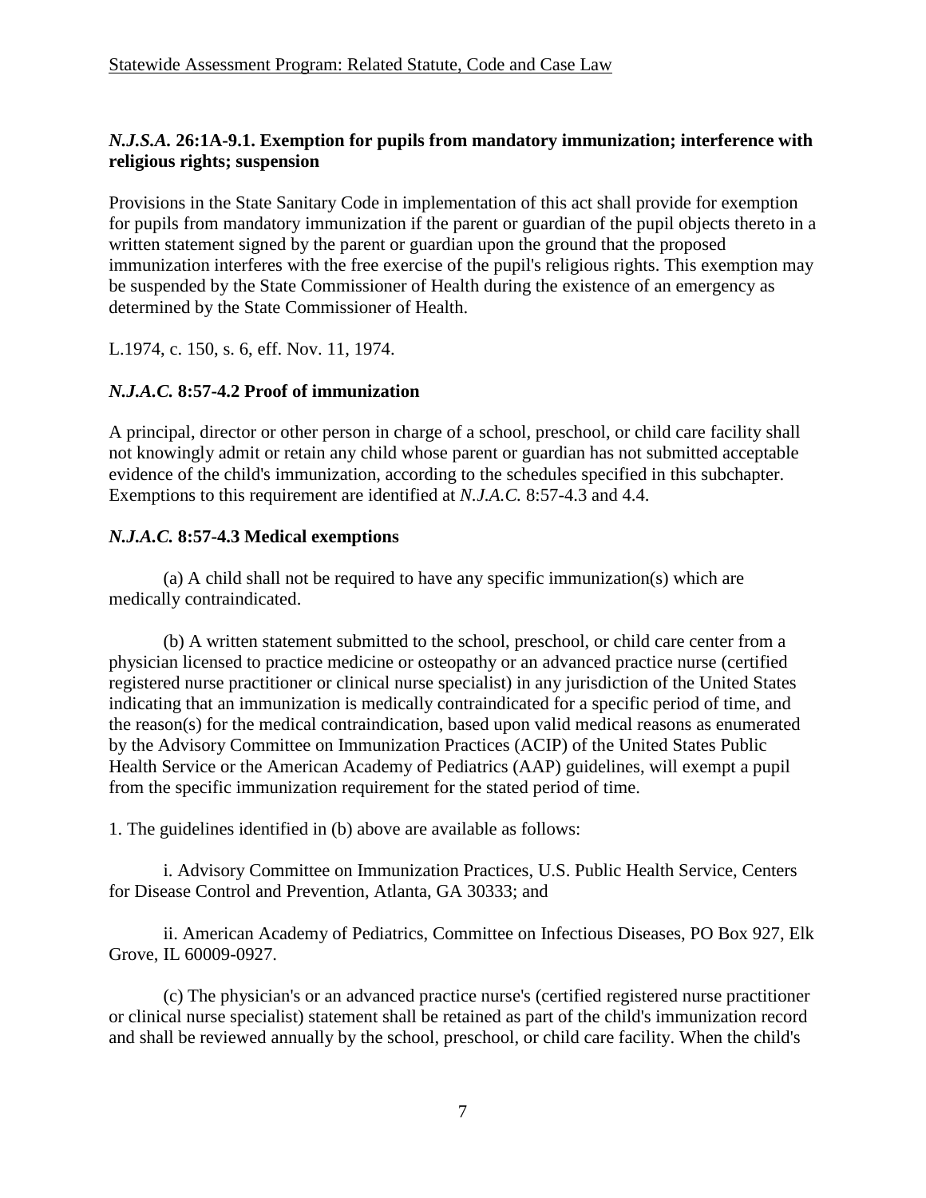### *N.J.S.A.* 26:1A-9.1. Exemption for pupils from mandatory immunization; interference with religious rights; suspension

Provisions in the State Sanitary Code in implementation of this act shall provide for exemption for pupils from mandatory immunization if the parent or guardian of the pupil objects thereto in a written statement signed by the parent or guardian upon the ground that the proposed immunization interferes with the free exercise of the pupil's religious rights. This exemption may be suspended by the State Commissioner of Health during the existence of an emergency as determined by the State Commissioner of Health.

L.1974, c. 150, s. 6, eff. Nov. 11, 1974.

### *N.J.A.C.* 8:57-4.2 Proof of immunization

A principal, director or other person in charge of a school, preschool, or child care facility shall not knowingly admit or retain any child whose parent or guardian has not submitted acceptable evidence of the child's immunization, according to the schedules specified in this subchapter. Exemptions to this requirement are identified at *N.J.A.C.* 8:57-4.3 and 4.4.

### *N.J.A.C.* 8:57-4.3 Medical exemptions

(a) A child shall not be required to have any specific immunization(s) which are medically contraindicated.

(b) A written statement submitted to the school, preschool, or child care center from a physician licensed to practice medicine or osteopathy or an advanced practice nurse (certified registered nurse practitioner or clinical nurse specialist) in any jurisdiction of the United States indicating that an immunization is medically contraindicated for a specific period of time, and the reason(s) for the medical contraindication, based upon valid medical reasons as enumerated by the Advisory Committee on Immunization Practices (ACIP) of the United States Public Health Service or the American Academy of Pediatrics (AAP) guidelines, will exempt a pupil from the specific immunization requirement for the stated period of time.

1. The guidelines identified in (b) above are available as follows:

i. Advisory Committee on Immunization Practices, U.S. Public Health Service, Centers for Disease Control and Prevention, Atlanta, GA 30333; and

ii. American Academy of Pediatrics, Committee on Infectious Diseases, PO Box 927, Elk Grove, IL 60009-0927.

(c) The physician's or an advanced practice nurse's (certified registered nurse practitioner or clinical nurse specialist) statement shall be retained as part of the child's immunization record and shall be reviewed annually by the school, preschool, or child care facility. When the child's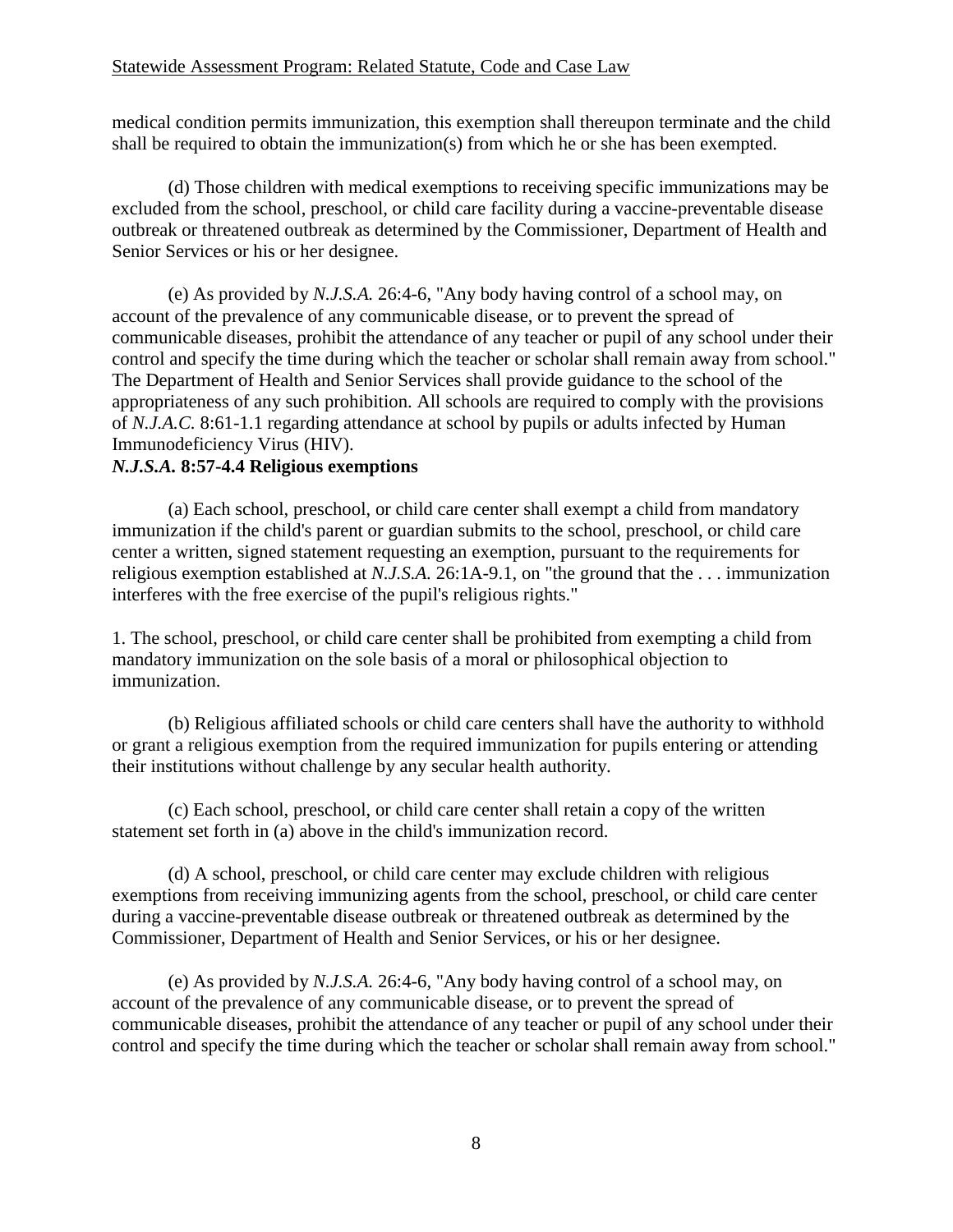medical condition permits immunization, this exemption shall thereupon terminate and the child shall be required to obtain the immunization(s) from which he or she has been exempted.

(d) Those children with medical exemptions to receiving specific immunizations may be excluded from the school, preschool, or child care facility during a vaccine-preventable disease outbreak or threatened outbreak as determined by the Commissioner, Department of Health and Senior Services or his or her designee.

(e) As provided by *N.J.S.A.* 26:4-6, "Any body having control of a school may, on account of the prevalence of any communicable disease, or to prevent the spread of communicable diseases, prohibit the attendance of any teacher or pupil of any school under their control and specify the time during which the teacher or scholar shall remain away from school." The Department of Health and Senior Services shall provide guidance to the school of the appropriateness of any such prohibition. All schools are required to comply with the provisions of *N.J.A.C.* 8:61-1.1 regarding attendance at school by pupils or adults infected by Human Immunodeficiency Virus (HIV).

***N.J.S.A.* 8:57-4.4 Religious exemptions**

(a) Each school, preschool, or child care center shall exempt a child from mandatory immunization if the child's parent or guardian submits to the school, preschool, or child care center a written, signed statement requesting an exemption, pursuant to the requirements for religious exemption established at *N.J.S.A.* 26:1A-9.1, on "the ground that the . . . immunization interferes with the free exercise of the pupil's religious rights."

1. The school, preschool, or child care center shall be prohibited from exempting a child from mandatory immunization on the sole basis of a moral or philosophical objection to immunization.

(b) Religious affiliated schools or child care centers shall have the authority to withhold or grant a religious exemption from the required immunization for pupils entering or attending their institutions without challenge by any secular health authority.

(c) Each school, preschool, or child care center shall retain a copy of the written statement set forth in (a) above in the child's immunization record.

(d) A school, preschool, or child care center may exclude children with religious exemptions from receiving immunizing agents from the school, preschool, or child care center during a vaccine-preventable disease outbreak or threatened outbreak as determined by the Commissioner, Department of Health and Senior Services, or his or her designee.

(e) As provided by *N.J.S.A.* 26:4-6, "Any body having control of a school may, on account of the prevalence of any communicable disease, or to prevent the spread of communicable diseases, prohibit the attendance of any teacher or pupil of any school under their control and specify the time during which the teacher or scholar shall remain away from school."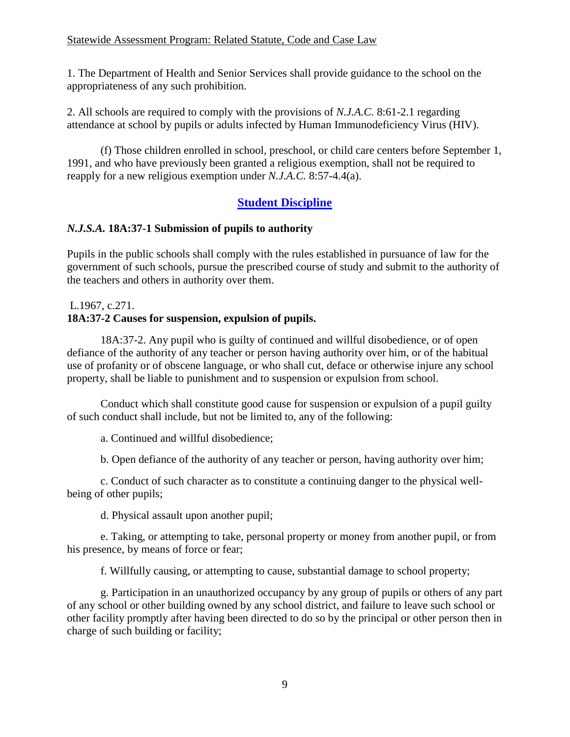1. The Department of Health and Senior Services shall provide guidance to the school on the appropriateness of any such prohibition.

2. All schools are required to comply with the provisions of *N.J.A.C.* 8:61-2.1 regarding attendance at school by pupils or adults infected by Human Immunodeficiency Virus (HIV).

(f) Those children enrolled in school, preschool, or child care centers before September 1, 1991, and who have previously been granted a religious exemption, shall not be required to reapply for a new religious exemption under *N.J.A.C.* 8:57-4.4(a).

## Student Discipline

### *N.J.S.A.* 18A:37-1 Submission of pupils to authority

Pupils in the public schools shall comply with the rules established in pursuance of law for the government of such schools, pursue the prescribed course of study and submit to the authority of the teachers and others in authority over them.

L.1967, c.271.

### 18A:37-2 Causes for suspension, expulsion of pupils.

18A:37-2. Any pupil who is guilty of continued and willful disobedience, or of open defiance of the authority of any teacher or person having authority over him, or of the habitual use of profanity or of obscene language, or who shall cut, deface or otherwise injure any school property, shall be liable to punishment and to suspension or expulsion from school.

Conduct which shall constitute good cause for suspension or expulsion of a pupil guilty of such conduct shall include, but not be limited to, any of the following:

a. Continued and willful disobedience;

b. Open defiance of the authority of any teacher or person, having authority over him;

c. Conduct of such character as to constitute a continuing danger to the physical well-being of other pupils;

d. Physical assault upon another pupil;

e. Taking, or attempting to take, personal property or money from another pupil, or from his presence, by means of force or fear;

f. Willfully causing, or attempting to cause, substantial damage to school property;

g. Participation in an unauthorized occupancy by any group of pupils or others of any part of any school or other building owned by any school district, and failure to leave such school or other facility promptly after having been directed to do so by the principal or other person then in charge of such building or facility;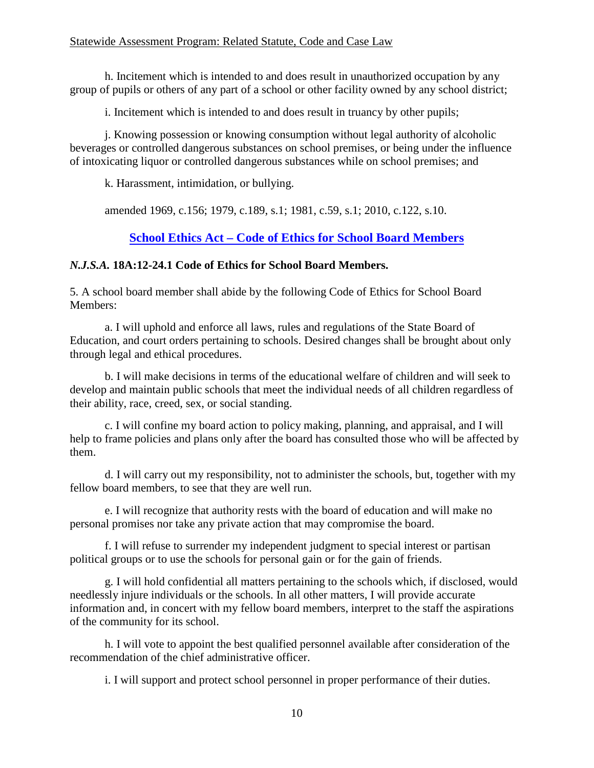h. Incitement which is intended to and does result in unauthorized occupation by any group of pupils or others of any part of a school or other facility owned by any school district;

i. Incitement which is intended to and does result in truancy by other pupils;

j. Knowing possession or knowing consumption without legal authority of alcoholic beverages or controlled dangerous substances on school premises, or being under the influence of intoxicating liquor or controlled dangerous substances while on school premises; and

k. Harassment, intimidation, or bullying.

amended 1969, c.156; 1979, c.189, s.1; 1981, c.59, s.1; 2010, c.122, s.10.

## School Ethics Act – Code of Ethics for School Board Members

### *N.J.S.A.* 18A:12-24.1 Code of Ethics for School Board Members.

5. A school board member shall abide by the following Code of Ethics for School Board Members:

a. I will uphold and enforce all laws, rules and regulations of the State Board of Education, and court orders pertaining to schools. Desired changes shall be brought about only through legal and ethical procedures.

b. I will make decisions in terms of the educational welfare of children and will seek to develop and maintain public schools that meet the individual needs of all children regardless of their ability, race, creed, sex, or social standing.

c. I will confine my board action to policy making, planning, and appraisal, and I will help to frame policies and plans only after the board has consulted those who will be affected by them.

d. I will carry out my responsibility, not to administer the schools, but, together with my fellow board members, to see that they are well run.

e. I will recognize that authority rests with the board of education and will make no personal promises nor take any private action that may compromise the board.

f. I will refuse to surrender my independent judgment to special interest or partisan political groups or to use the schools for personal gain or for the gain of friends.

g. I will hold confidential all matters pertaining to the schools which, if disclosed, would needlessly injure individuals or the schools. In all other matters, I will provide accurate information and, in concert with my fellow board members, interpret to the staff the aspirations of the community for its school.

h. I will vote to appoint the best qualified personnel available after consideration of the recommendation of the chief administrative officer.

i. I will support and protect school personnel in proper performance of their duties.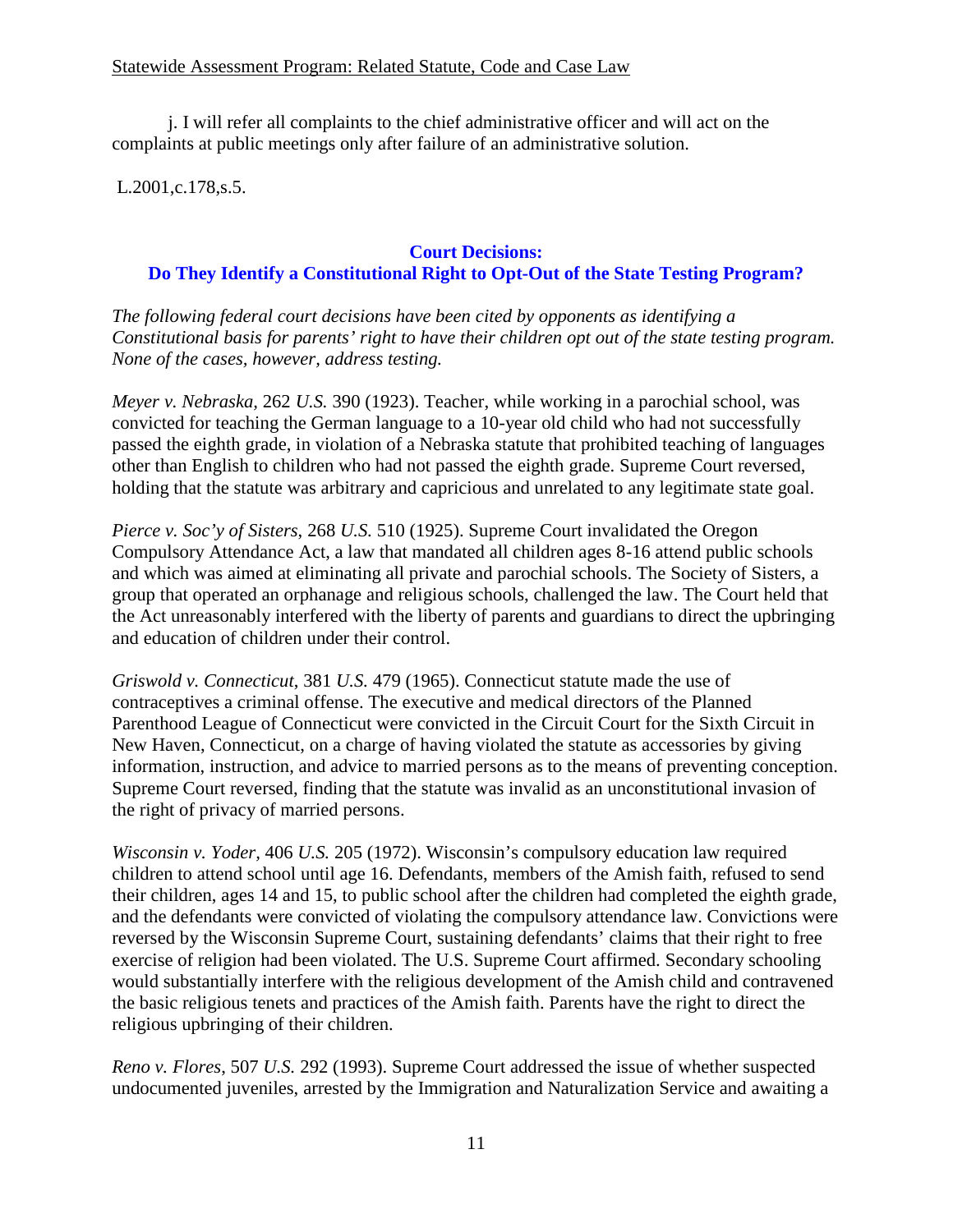j. I will refer all complaints to the chief administrative officer and will act on the complaints at public meetings only after failure of an administrative solution.

L.2001,c.178,s.5.

## Court Decisions: Do They Identify a Constitutional Right to Opt-Out of the State Testing Program?

*The following federal court decisions have been cited by opponents as identifying a Constitutional basis for parents' right to have their children opt out of the state testing program. None of the cases, however, address testing.*

*Meyer v. Nebraska,* 262 *U.S.* 390 (1923). Teacher, while working in a parochial school, was convicted for teaching the German language to a 10-year old child who had not successfully passed the eighth grade, in violation of a Nebraska statute that prohibited teaching of languages other than English to children who had not passed the eighth grade. Supreme Court reversed, holding that the statute was arbitrary and capricious and unrelated to any legitimate state goal.

*Pierce v. Soc'y of Sisters*, 268 *U.S.* 510 (1925). Supreme Court invalidated the Oregon Compulsory Attendance Act, a law that mandated all children ages 8-16 attend public schools and which was aimed at eliminating all private and parochial schools. The Society of Sisters, a group that operated an orphanage and religious schools, challenged the law. The Court held that the Act unreasonably interfered with the liberty of parents and guardians to direct the upbringing and education of children under their control.

*Griswold v. Connecticut*, 381 *U.S.* 479 (1965). Connecticut statute made the use of contraceptives a criminal offense. The executive and medical directors of the Planned Parenthood League of Connecticut were convicted in the Circuit Court for the Sixth Circuit in New Haven, Connecticut, on a charge of having violated the statute as accessories by giving information, instruction, and advice to married persons as to the means of preventing conception. Supreme Court reversed, finding that the statute was invalid as an unconstitutional invasion of the right of privacy of married persons.

*Wisconsin v. Yoder*, 406 *U.S.* 205 (1972). Wisconsin's compulsory education law required children to attend school until age 16. Defendants, members of the Amish faith, refused to send their children, ages 14 and 15, to public school after the children had completed the eighth grade, and the defendants were convicted of violating the compulsory attendance law. Convictions were reversed by the Wisconsin Supreme Court, sustaining defendants' claims that their right to free exercise of religion had been violated. The U.S. Supreme Court affirmed. Secondary schooling would substantially interfere with the religious development of the Amish child and contravened the basic religious tenets and practices of the Amish faith. Parents have the right to direct the religious upbringing of their children.

*Reno v. Flores*, 507 *U.S.* 292 (1993). Supreme Court addressed the issue of whether suspected undocumented juveniles, arrested by the Immigration and Naturalization Service and awaiting a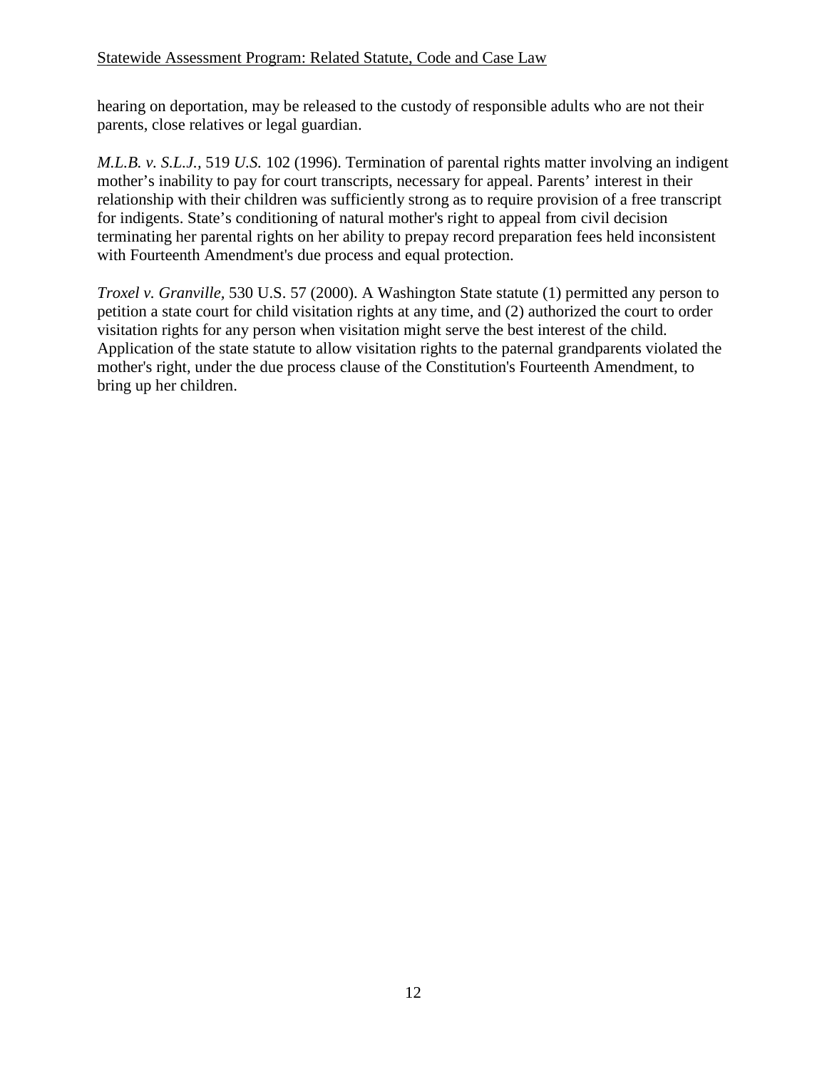hearing on deportation, may be released to the custody of responsible adults who are not their parents, close relatives or legal guardian.

*M.L.B. v. S.L.J.*, 519 *U.S.* 102 (1996). Termination of parental rights matter involving an indigent mother's inability to pay for court transcripts, necessary for appeal. Parents' interest in their relationship with their children was sufficiently strong as to require provision of a free transcript for indigents. State's conditioning of natural mother's right to appeal from civil decision terminating her parental rights on her ability to prepay record preparation fees held inconsistent with Fourteenth Amendment's due process and equal protection.

*Troxel v. Granville*, 530 U.S. 57 (2000). A Washington State statute (1) permitted any person to petition a state court for child visitation rights at any time, and (2) authorized the court to order visitation rights for any person when visitation might serve the best interest of the child. Application of the state statute to allow visitation rights to the paternal grandparents violated the mother's right, under the due process clause of the Constitution's Fourteenth Amendment, to bring up her children.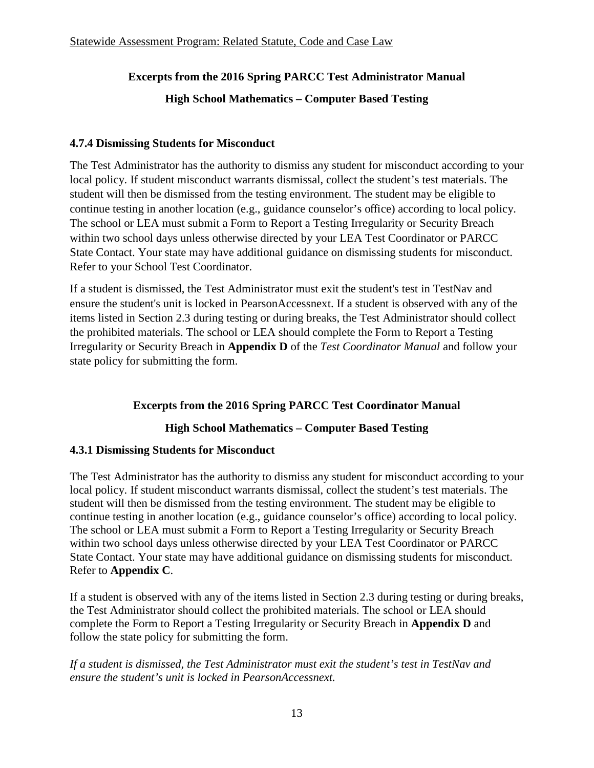**Excerpts from the 2016 Spring PARCC Test Administrator Manual**

**High School Mathematics – Computer Based Testing**

### 4.7.4 Dismissing Students for Misconduct

The Test Administrator has the authority to dismiss any student for misconduct according to your local policy. If student misconduct warrants dismissal, collect the student's test materials. The student will then be dismissed from the testing environment. The student may be eligible to continue testing in another location (e.g., guidance counselor's office) according to local policy. The school or LEA must submit a Form to Report a Testing Irregularity or Security Breach within two school days unless otherwise directed by your LEA Test Coordinator or PARCC State Contact. Your state may have additional guidance on dismissing students for misconduct. Refer to your School Test Coordinator.

If a student is dismissed, the Test Administrator must exit the student's test in TestNav and ensure the student's unit is locked in PearsonAccessnext. If a student is observed with any of the items listed in Section 2.3 during testing or during breaks, the Test Administrator should collect the prohibited materials. The school or LEA should complete the Form to Report a Testing Irregularity or Security Breach in **Appendix D** of the *Test Coordinator Manual* and follow your state policy for submitting the form.

**Excerpts from the 2016 Spring PARCC Test Coordinator Manual**

**High School Mathematics – Computer Based Testing**

### 4.3.1 Dismissing Students for Misconduct

The Test Administrator has the authority to dismiss any student for misconduct according to your local policy. If student misconduct warrants dismissal, collect the student's test materials. The student will then be dismissed from the testing environment. The student may be eligible to continue testing in another location (e.g., guidance counselor's office) according to local policy. The school or LEA must submit a Form to Report a Testing Irregularity or Security Breach within two school days unless otherwise directed by your LEA Test Coordinator or PARCC State Contact. Your state may have additional guidance on dismissing students for misconduct. Refer to **Appendix C**.

If a student is observed with any of the items listed in Section 2.3 during testing or during breaks, the Test Administrator should collect the prohibited materials. The school or LEA should complete the Form to Report a Testing Irregularity or Security Breach in **Appendix D** and follow the state policy for submitting the form.

*If a student is dismissed, the Test Administrator must exit the student's test in TestNav and ensure the student's unit is locked in PearsonAccessnext.*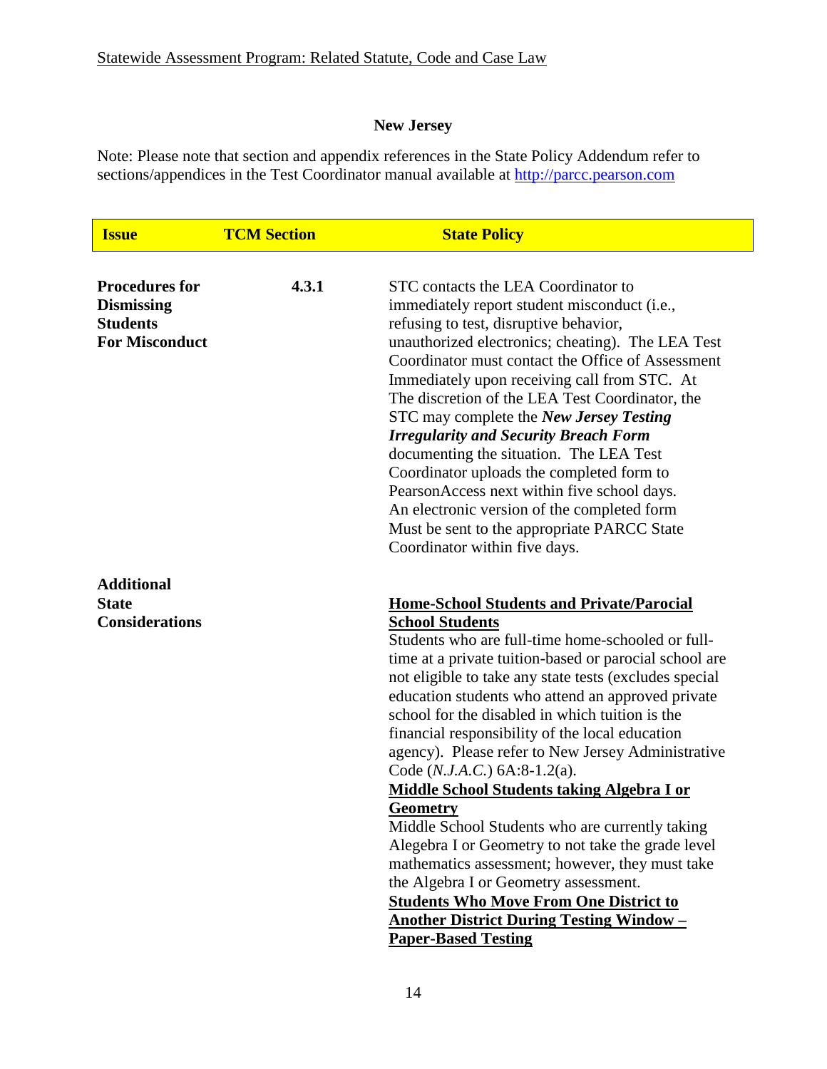Statewide Assessment Program: Related Statute, Code and Case Law

**New Jersey**

Note: Please note that section and appendix references in the State Policy Addendum refer to sections/appendices in the Test Coordinator manual available at http://parcc.pearson.com

| Issue | TCM Section | State Policy |
| --- | --- | --- |
| **Procedures for Dismissing Students For Misconduct** | **4.3.1** | STC contacts the LEA Coordinator to immediately report student misconduct (i.e., refusing to test, disruptive behavior, unauthorized electronics; cheating). The LEA Test Coordinator must contact the Office of Assessment Immediately upon receiving call from STC. At The discretion of the LEA Test Coordinator, the STC may complete the ***New Jersey Testing Irregularity and Security Breach Form*** documenting the situation. The LEA Test Coordinator uploads the completed form to PearsonAccess next within five school days. An electronic version of the completed form Must be sent to the appropriate PARCC State Coordinator within five days. |
| **Additional State Considerations** | | **Home-School Students and Private/Parocial School Students**<br>Students who are full-time home-schooled or full-time at a private tuition-based or parocial school are not eligible to take any state tests (excludes special education students who attend an approved private school for the disabled in which tuition is the financial responsibility of the local education agency). Please refer to New Jersey Administrative Code (*N.J.A.C.*) 6A:8-1.2(a).<br>**Middle School Students taking Algebra I or Geometry**<br>Middle School Students who are currently taking Alegebra I or Geometry to not take the grade level mathematics assessment; however, they must take the Algebra I or Geometry assessment.<br>**Students Who Move From One District to Another District During Testing Window – Paper-Based Testing** |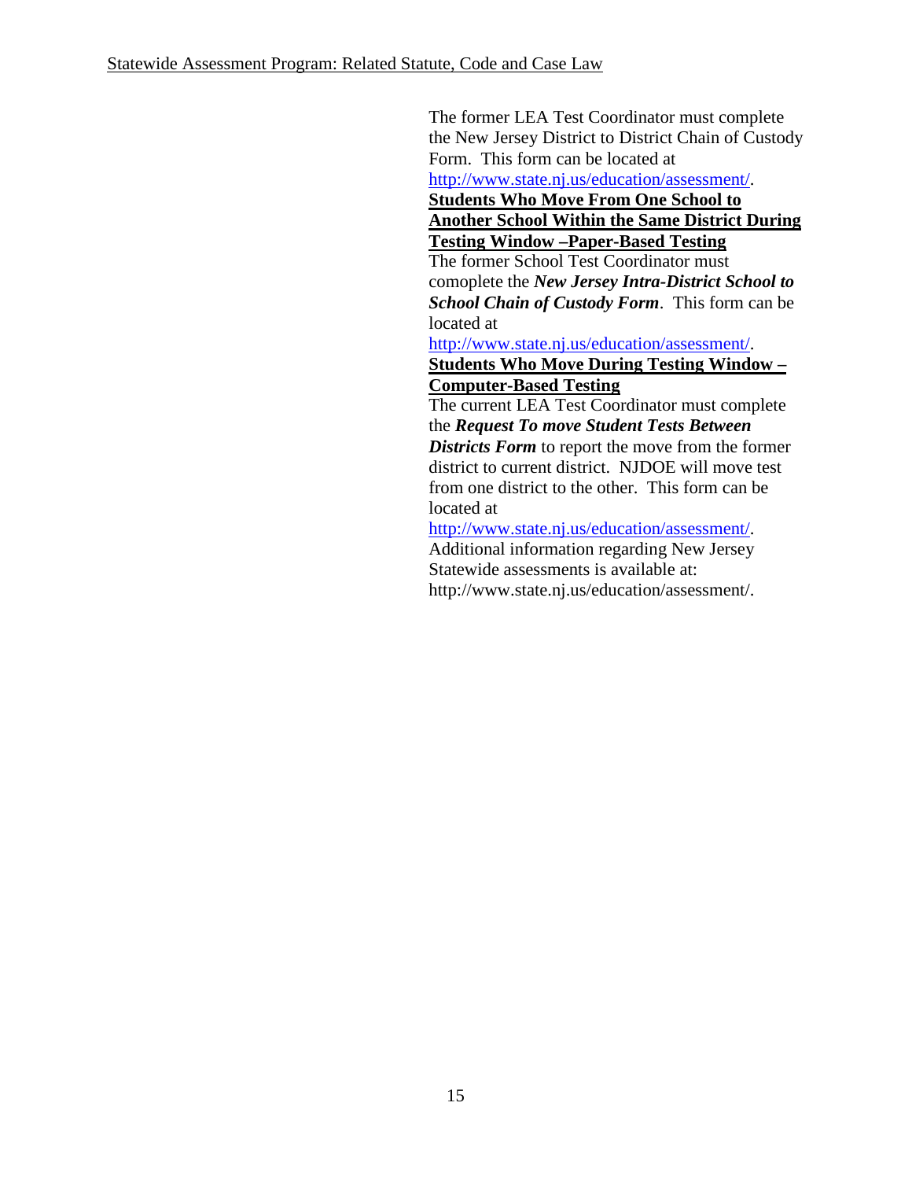The former LEA Test Coordinator must complete the New Jersey District to District Chain of Custody Form. This form can be located at http://www.state.nj.us/education/assessment/.

**Students Who Move From One School to Another School Within the Same District During Testing Window –Paper-Based Testing**

The former School Test Coordinator must comoplete the ***New Jersey Intra-District School to School Chain of Custody Form***. This form can be located at http://www.state.nj.us/education/assessment/.

**Students Who Move During Testing Window – Computer-Based Testing**

The current LEA Test Coordinator must complete the ***Request To move Student Tests Between Districts Form*** to report the move from the former district to current district. NJDOE will move test from one district to the other. This form can be located at http://www.state.nj.us/education/assessment/.

Additional information regarding New Jersey Statewide assessments is available at: http://www.state.nj.us/education/assessment/.